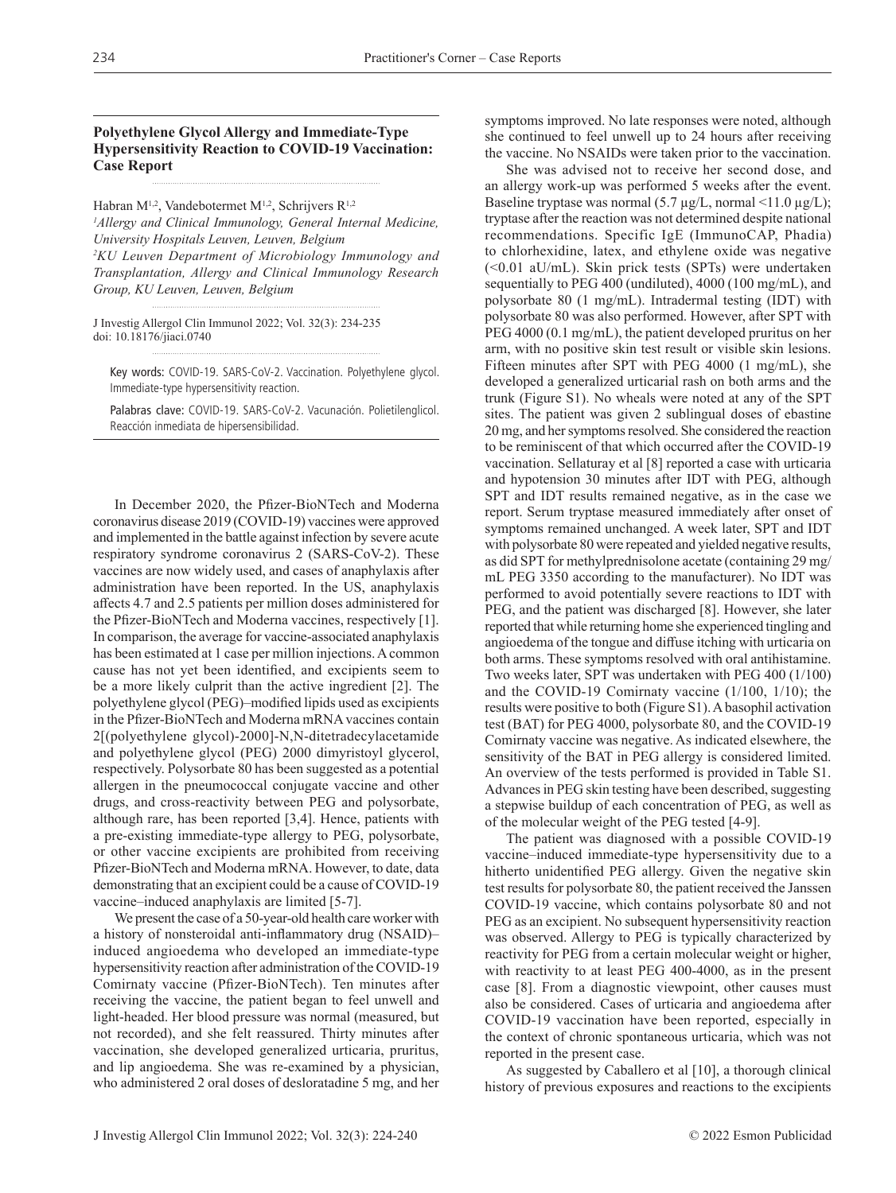## Polyethylene Glycol Allergy and Immediate-Type Hypersensitivity Reaction to COVID-19 Vaccination: Case Report

Habran M[1,2], Vandebotermet M[1,2], Schrijvers R[1,2]

[1]Allergy and Clinical Immunology, General Internal Medicine, University Hospitals Leuven, Leuven, Belgium

[2]KU Leuven Department of Microbiology Immunology and Transplantation, Allergy and Clinical Immunology Research Group, KU Leuven, Leuven, Belgium

J Investig Allergol Clin Immunol 2022; Vol. 32(3): 234-235
doi: 10.18176/jiaci.0740

Key words: COVID-19. SARS-CoV-2. Vaccination. Polyethylene glycol. Immediate-type hypersensitivity reaction.

Palabras clave: COVID-19. SARS-CoV-2. Vacunación. Polietilenglicol. Reacción inmediata de hipersensibilidad.

In December 2020, the Pfizer-BioNTech and Moderna coronavirus disease 2019 (COVID-19) vaccines were approved and implemented in the battle against infection by severe acute respiratory syndrome coronavirus 2 (SARS-CoV-2). These vaccines are now widely used, and cases of anaphylaxis after administration have been reported. In the US, anaphylaxis affects 4.7 and 2.5 patients per million doses administered for the Pfizer-BioNTech and Moderna vaccines, respectively [1]. In comparison, the average for vaccine-associated anaphylaxis has been estimated at 1 case per million injections. A common cause has not yet been identified, and excipients seem to be a more likely culprit than the active ingredient [2]. The polyethylene glycol (PEG)–modified lipids used as excipients in the Pfizer-BioNTech and Moderna mRNA vaccines contain 2[(polyethylene glycol)-2000]-N,N-ditetradecylacetamide and polyethylene glycol (PEG) 2000 dimyristoyl glycerol, respectively. Polysorbate 80 has been suggested as a potential allergen in the pneumococcal conjugate vaccine and other drugs, and cross-reactivity between PEG and polysorbate, although rare, has been reported [3,4]. Hence, patients with a pre-existing immediate-type allergy to PEG, polysorbate, or other vaccine excipients are prohibited from receiving Pfizer-BioNTech and Moderna mRNA. However, to date, data demonstrating that an excipient could be a cause of COVID-19 vaccine–induced anaphylaxis are limited [5-7].

We present the case of a 50-year-old health care worker with a history of nonsteroidal anti-inflammatory drug (NSAID)–induced angioedema who developed an immediate-type hypersensitivity reaction after administration of the COVID-19 Comirnaty vaccine (Pfizer-BioNTech). Ten minutes after receiving the vaccine, the patient began to feel unwell and light-headed. Her blood pressure was normal (measured, but not recorded), and she felt reassured. Thirty minutes after vaccination, she developed generalized urticaria, pruritus, and lip angioedema. She was re-examined by a physician, who administered 2 oral doses of desloratadine 5 mg, and her symptoms improved. No late responses were noted, although she continued to feel unwell up to 24 hours after receiving the vaccine. No NSAIDs were taken prior to the vaccination.

She was advised not to receive her second dose, and an allergy work-up was performed 5 weeks after the event. Baseline tryptase was normal (5.7 µg/L, normal <11.0 µg/L); tryptase after the reaction was not determined despite national recommendations. Specific IgE (ImmunoCAP, Phadia) to chlorhexidine, latex, and ethylene oxide was negative (<0.01 aU/mL). Skin prick tests (SPTs) were undertaken sequentially to PEG 400 (undiluted), 4000 (100 mg/mL), and polysorbate 80 (1 mg/mL). Intradermal testing (IDT) with polysorbate 80 was also performed. However, after SPT with PEG 4000 (0.1 mg/mL), the patient developed pruritus on her arm, with no positive skin test result or visible skin lesions. Fifteen minutes after SPT with PEG 4000 (1 mg/mL), she developed a generalized urticarial rash on both arms and the trunk (Figure S1). No wheals were noted at any of the SPT sites. The patient was given 2 sublingual doses of ebastine 20 mg, and her symptoms resolved. She considered the reaction to be reminiscent of that which occurred after the COVID-19 vaccination. Sellaturay et al [8] reported a case with urticaria and hypotension 30 minutes after IDT with PEG, although SPT and IDT results remained negative, as in the case we report. Serum tryptase measured immediately after onset of symptoms remained unchanged. A week later, SPT and IDT with polysorbate 80 were repeated and yielded negative results, as did SPT for methylprednisolone acetate (containing 29 mg/mL PEG 3350 according to the manufacturer). No IDT was performed to avoid potentially severe reactions to IDT with PEG, and the patient was discharged [8]. However, she later reported that while returning home she experienced tingling and angioedema of the tongue and diffuse itching with urticaria on both arms. These symptoms resolved with oral antihistamine. Two weeks later, SPT was undertaken with PEG 400 (1/100) and the COVID-19 Comirnaty vaccine (1/100, 1/10); the results were positive to both (Figure S1). A basophil activation test (BAT) for PEG 4000, polysorbate 80, and the COVID-19 Comirnaty vaccine was negative. As indicated elsewhere, the sensitivity of the BAT in PEG allergy is considered limited. An overview of the tests performed is provided in Table S1. Advances in PEG skin testing have been described, suggesting a stepwise buildup of each concentration of PEG, as well as of the molecular weight of the PEG tested [4-9].

The patient was diagnosed with a possible COVID-19 vaccine–induced immediate-type hypersensitivity due to a hitherto unidentified PEG allergy. Given the negative skin test results for polysorbate 80, the patient received the Janssen COVID-19 vaccine, which contains polysorbate 80 and not PEG as an excipient. No subsequent hypersensitivity reaction was observed. Allergy to PEG is typically characterized by reactivity for PEG from a certain molecular weight or higher, with reactivity to at least PEG 400-4000, as in the present case [8]. From a diagnostic viewpoint, other causes must also be considered. Cases of urticaria and angioedema after COVID-19 vaccination have been reported, especially in the context of chronic spontaneous urticaria, which was not reported in the present case.

As suggested by Caballero et al [10], a thorough clinical history of previous exposures and reactions to the excipients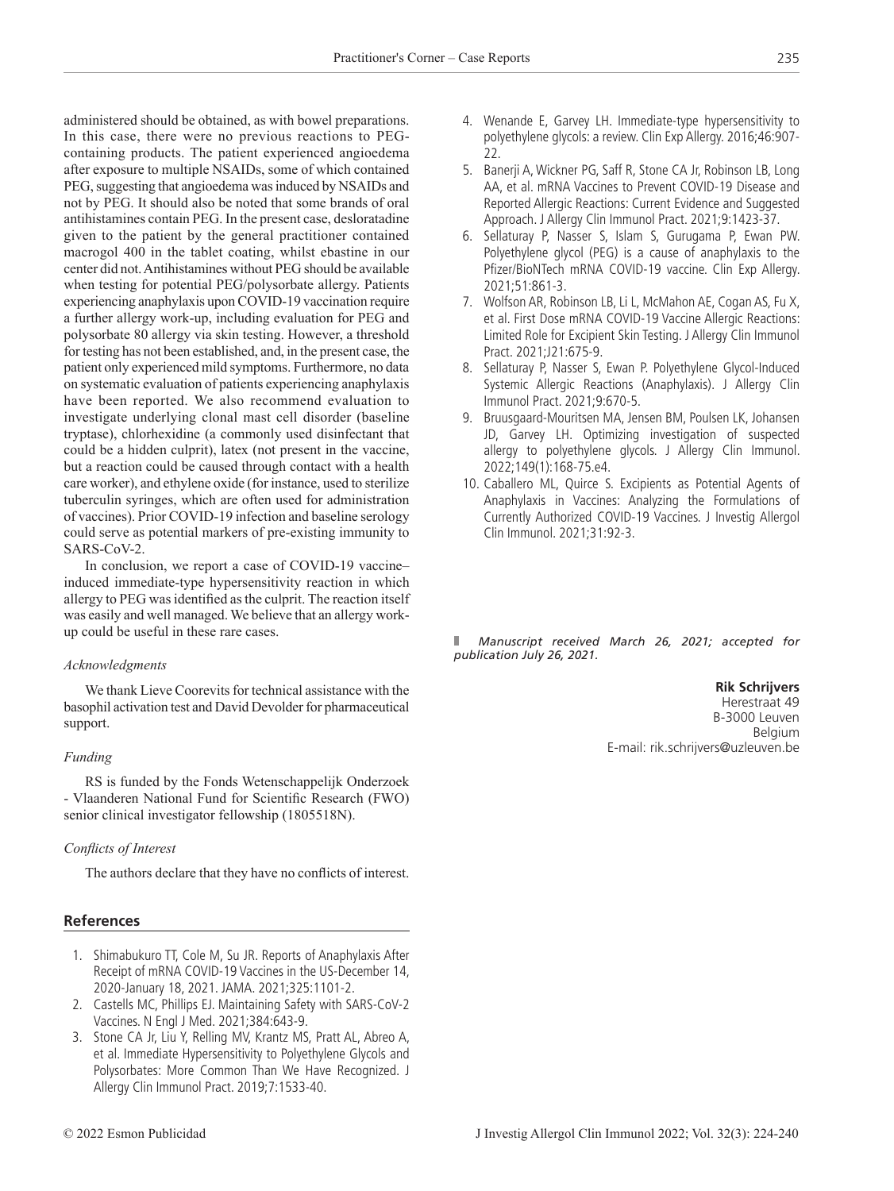administered should be obtained, as with bowel preparations. In this case, there were no previous reactions to PEG-containing products. The patient experienced angioedema after exposure to multiple NSAIDs, some of which contained PEG, suggesting that angioedema was induced by NSAIDs and not by PEG. It should also be noted that some brands of oral antihistamines contain PEG. In the present case, desloratadine given to the patient by the general practitioner contained macrogol 400 in the tablet coating, whilst ebastine in our center did not. Antihistamines without PEG should be available when testing for potential PEG/polysorbate allergy. Patients experiencing anaphylaxis upon COVID-19 vaccination require a further allergy work-up, including evaluation for PEG and polysorbate 80 allergy via skin testing. However, a threshold for testing has not been established, and, in the present case, the patient only experienced mild symptoms. Furthermore, no data on systematic evaluation of patients experiencing anaphylaxis have been reported. We also recommend evaluation to investigate underlying clonal mast cell disorder (baseline tryptase), chlorhexidine (a commonly used disinfectant that could be a hidden culprit), latex (not present in the vaccine, but a reaction could be caused through contact with a health care worker), and ethylene oxide (for instance, used to sterilize tuberculin syringes, which are often used for administration of vaccines). Prior COVID-19 infection and baseline serology could serve as potential markers of pre-existing immunity to SARS-CoV-2.

In conclusion, we report a case of COVID-19 vaccine–induced immediate-type hypersensitivity reaction in which allergy to PEG was identified as the culprit. The reaction itself was easily and well managed. We believe that an allergy work-up could be useful in these rare cases.

### *Acknowledgments*

We thank Lieve Coorevits for technical assistance with the basophil activation test and David Devolder for pharmaceutical support.

### *Funding*

RS is funded by the Fonds Wetenschappelijk Onderzoek - Vlaanderen National Fund for Scientific Research (FWO) senior clinical investigator fellowship (1805518N).

### *Conflicts of Interest*

The authors declare that they have no conflicts of interest.

## References

1. Shimabukuro TT, Cole M, Su JR. Reports of Anaphylaxis After Receipt of mRNA COVID-19 Vaccines in the US-December 14, 2020-January 18, 2021. JAMA. 2021;325:1101-2.
2. Castells MC, Phillips EJ. Maintaining Safety with SARS-CoV-2 Vaccines. N Engl J Med. 2021;384:643-9.
3. Stone CA Jr, Liu Y, Relling MV, Krantz MS, Pratt AL, Abreo A, et al. Immediate Hypersensitivity to Polyethylene Glycols and Polysorbates: More Common Than We Have Recognized. J Allergy Clin Immunol Pract. 2019;7:1533-40.
4. Wenande E, Garvey LH. Immediate-type hypersensitivity to polyethylene glycols: a review. Clin Exp Allergy. 2016;46:907-22.
5. Banerji A, Wickner PG, Saff R, Stone CA Jr, Robinson LB, Long AA, et al. mRNA Vaccines to Prevent COVID-19 Disease and Reported Allergic Reactions: Current Evidence and Suggested Approach. J Allergy Clin Immunol Pract. 2021;9:1423-37.
6. Sellaturay P, Nasser S, Islam S, Gurugama P, Ewan PW. Polyethylene glycol (PEG) is a cause of anaphylaxis to the Pfizer/BioNTech mRNA COVID-19 vaccine. Clin Exp Allergy. 2021;51:861-3.
7. Wolfson AR, Robinson LB, Li L, McMahon AE, Cogan AS, Fu X, et al. First Dose mRNA COVID-19 Vaccine Allergic Reactions: Limited Role for Excipient Skin Testing. J Allergy Clin Immunol Pract. 2021;J21:675-9.
8. Sellaturay P, Nasser S, Ewan P. Polyethylene Glycol-Induced Systemic Allergic Reactions (Anaphylaxis). J Allergy Clin Immunol Pract. 2021;9:670-5.
9. Bruusgaard-Mouritsen MA, Jensen BM, Poulsen LK, Johansen JD, Garvey LH. Optimizing investigation of suspected allergy to polyethylene glycols. J Allergy Clin Immunol. 2022;149(1):168-75.e4.
10. Caballero ML, Quirce S. Excipients as Potential Agents of Anaphylaxis in Vaccines: Analyzing the Formulations of Currently Authorized COVID-19 Vaccines. J Investig Allergol Clin Immunol. 2021;31:92-3.

*Manuscript received March 26, 2021; accepted for publication July 26, 2021.*

**Rik Schrijvers**
Herestraat 49
B-3000 Leuven
Belgium
E-mail: rik.schrijvers@uzleuven.be